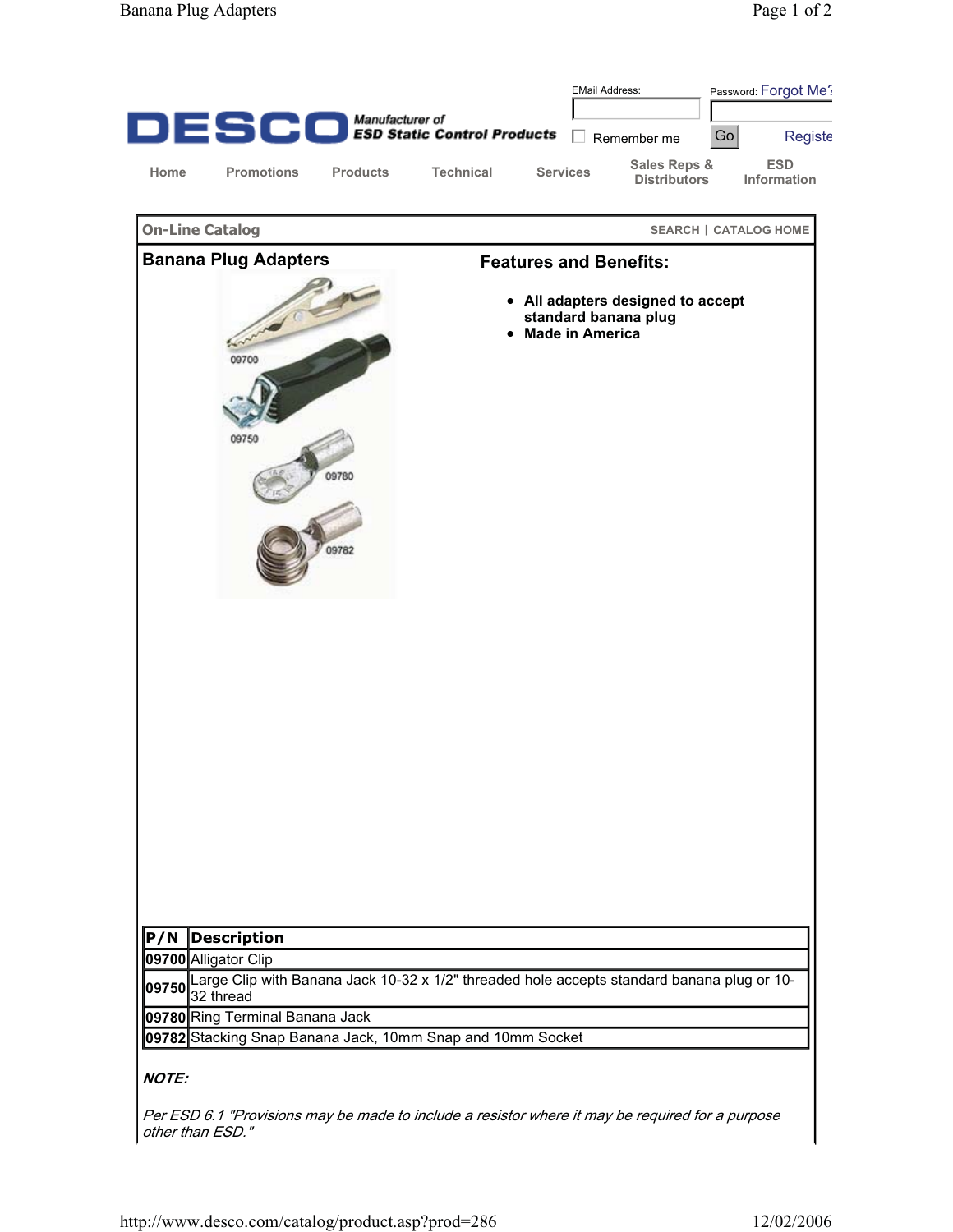DESCO Manufacturer of ESD Static Control Products

EMail Address: | Password: Forgot Me?

Remember me | Go | Register

Home | Promotions | Products | Technical | Services | Sales Reps & Distributors | ESD Information

**On-Line Catalog** SEARCH | CATALOG HOME

## Banana Plug Adapters

09700

09750

09780

09782

### Features and Benefits:

- **All adapters designed to accept standard banana plug**
- **Made in America**

| P/N | Description |
| --- | --- |
| 09700 | Alligator Clip |
| 09750 | Large Clip with Banana Jack 10-32 x 1/2" threaded hole accepts standard banana plug or 10-32 thread |
| 09780 | Ring Terminal Banana Jack |
| 09782 | Stacking Snap Banana Jack, 10mm Snap and 10mm Socket |

***NOTE:***

*Per ESD 6.1 "Provisions may be made to include a resistor where it may be required for a purpose other than ESD."*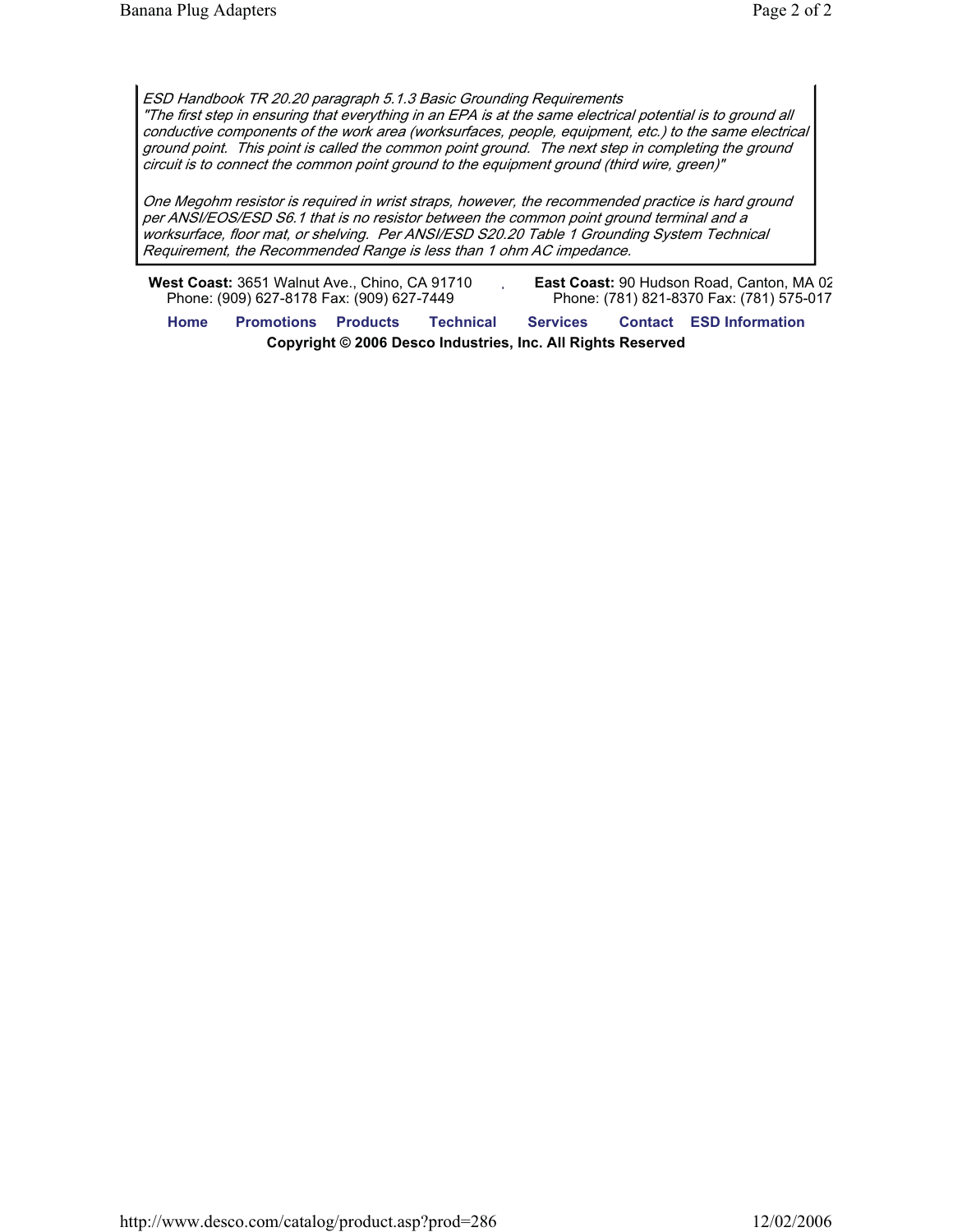*ESD Handbook TR 20.20 paragraph 5.1.3 Basic Grounding Requirements*
*"The first step in ensuring that everything in an EPA is at the same electrical potential is to ground all conductive components of the work area (worksurfaces, people, equipment, etc.) to the same electrical ground point. This point is called the common point ground. The next step in completing the ground circuit is to connect the common point ground to the equipment ground (third wire, green)"*

*One Megohm resistor is required in wrist straps, however, the recommended practice is hard ground per ANSI/EOS/ESD S6.1 that is no resistor between the common point ground terminal and a worksurface, floor mat, or shelving. Per ANSI/ESD S20.20 Table 1 Grounding System Technical Requirement, the Recommended Range is less than 1 ohm AC impedance.*

**West Coast:** 3651 Walnut Ave., Chino, CA 91710
Phone: (909) 627-8178 Fax: (909) 627-7449

**East Coast:** 90 Hudson Road, Canton, MA 02
Phone: (781) 821-8370 Fax: (781) 575-017

**Home** **Promotions** **Products** **Technical** **Services** **Contact** **ESD Information**

**Copyright © 2006 Desco Industries, Inc. All Rights Reserved**